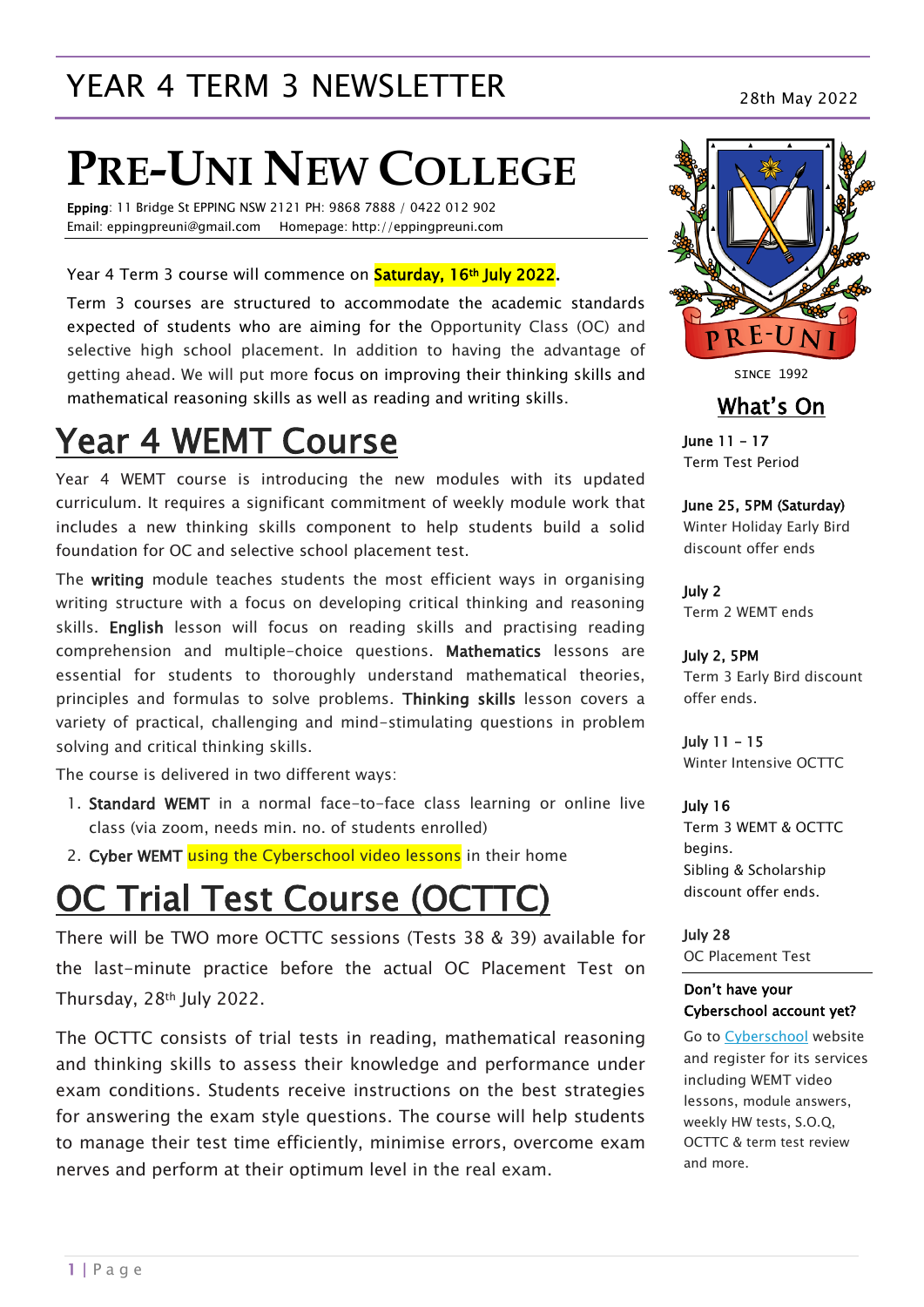# YEAR 4 TERM 3 NEWSLETTER

28th May 2022

# PRE-UNI NEW COLLEGE

**Epping**: 11 Bridge St EPPING NSW 2121 PH: 9868 7888 / 0422 012 902
Email: eppingpreuni@gmail.com Homepage: http://eppingpreuni.com

Year 4 Term 3 course will commence on **Saturday, 16th July 2022**.

Term 3 courses are structured to accommodate the academic standards expected of students who are aiming for the Opportunity Class (OC) and selective high school placement. In addition to having the advantage of getting ahead. We will put more focus on improving their thinking skills and mathematical reasoning skills as well as reading and writing skills.

## Year 4 WEMT Course

Year 4 WEMT course is introducing the new modules with its updated curriculum. It requires a significant commitment of weekly module work that includes a new thinking skills component to help students build a solid foundation for OC and selective school placement test.

The **writing** module teaches students the most efficient ways in organising writing structure with a focus on developing critical thinking and reasoning skills. **English** lesson will focus on reading skills and practising reading comprehension and multiple-choice questions. **Mathematics** lessons are essential for students to thoroughly understand mathematical theories, principles and formulas to solve problems. **Thinking skills** lesson covers a variety of practical, challenging and mind-stimulating questions in problem solving and critical thinking skills.

The course is delivered in two different ways:

1. **Standard WEMT** in a normal face-to-face class learning or online live class (via zoom, needs min. no. of students enrolled)
2. **Cyber WEMT** using the Cyberschool video lessons in their home

## OC Trial Test Course (OCTTC)

There will be TWO more OCTTC sessions (Tests 38 & 39) available for the last-minute practice before the actual OC Placement Test on Thursday, 28th July 2022.

The OCTTC consists of trial tests in reading, mathematical reasoning and thinking skills to assess their knowledge and performance under exam conditions. Students receive instructions on the best strategies for answering the exam style questions. The course will help students to manage their test time efficiently, minimise errors, overcome exam nerves and perform at their optimum level in the real exam.

PRE-UNI
SINCE 1992

## What's On

**June 11 – 17**
Term Test Period

**June 25, 5PM (Saturday)**
Winter Holiday Early Bird discount offer ends

**July 2**
Term 2 WEMT ends

**July 2, 5PM**
Term 3 Early Bird discount offer ends.

**July 11 – 15**
Winter Intensive OCTTC

**July 16**
Term 3 WEMT & OCTTC begins.
Sibling & Scholarship discount offer ends.

**July 28**
OC Placement Test

**Don't have your Cyberschool account yet?**

Go to Cyberschool website and register for its services including WEMT video lessons, module answers, weekly HW tests, S.O.Q, OCTTC & term test review and more.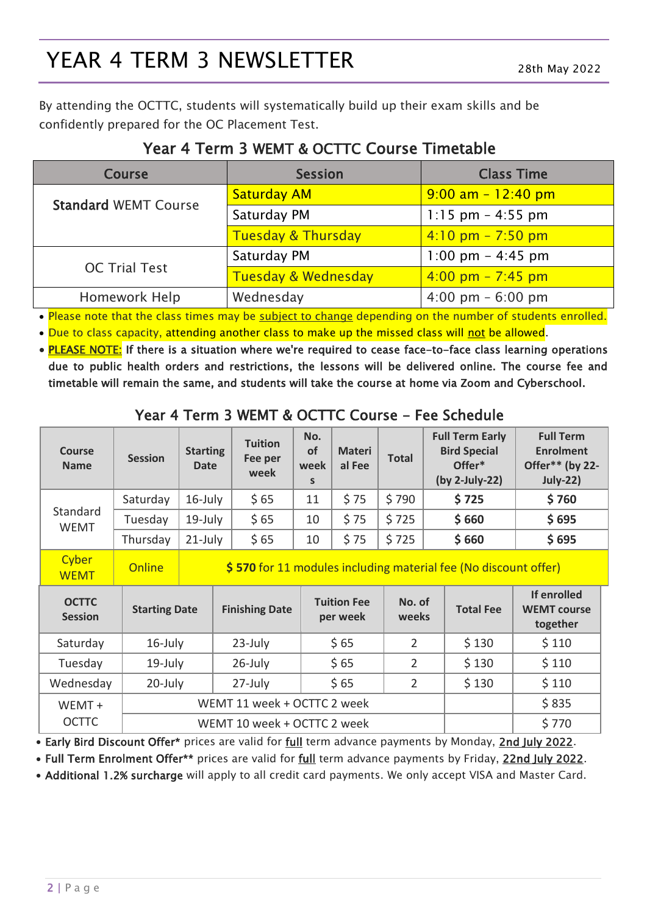# YEAR 4 TERM 3 NEWSLETTER

28th May 2022

By attending the OCTTC, students will systematically build up their exam skills and be confidently prepared for the OC Placement Test.

## Year 4 Term 3 WEMT & OCTTC Course Timetable

| Course | Session | Class Time |
|---|---|---|
| **Standard** WEMT Course | Saturday AM | 9:00 am – 12:40 pm |
| | Saturday PM | 1:15 pm – 4:55 pm |
| | Tuesday & Thursday | 4:10 pm – 7:50 pm |
| OC Trial Test | Saturday PM | 1:00 pm – 4:45 pm |
| | Tuesday & Wednesday | 4:00 pm – 7:45 pm |
| Homework Help | Wednesday | 4:00 pm – 6:00 pm |

- Please note that the class times may be subject to change depending on the number of students enrolled.
- Due to class capacity, attending another class to make up the missed class will not be allowed.
- **PLEASE NOTE: If there is a situation where we're required to cease face-to-face class learning operations due to public health orders and restrictions, the lessons will be delivered online. The course fee and timetable will remain the same, and students will take the course at home via Zoom and Cyberschool.**

## Year 4 Term 3 WEMT & OCTTC Course – Fee Schedule

| Course Name | Session | Starting Date | Tuition Fee per week | No. of weeks | Material Fee | Total | Full Term Early Bird Special Offer* (by 2-July-22) | Full Term Enrolment Offer** (by 22-July-22) |
|---|---|---|---|---|---|---|---|---|
| Standard WEMT | Saturday | 16-July | $ 65 | 11 | $ 75 | $ 790 | **$ 725** | **$ 760** |
| | Tuesday | 19-July | $ 65 | 10 | $ 75 | $ 725 | **$ 660** | **$ 695** |
| | Thursday | 21-July | $ 65 | 10 | $ 75 | $ 725 | **$ 660** | **$ 695** |
| Cyber WEMT | Online | **$ 570** for 11 modules including material fee (No discount offer) | | | | | | |

| OCTTC Session | Starting Date | Finishing Date | Tuition Fee per week | No. of weeks | Total Fee | If enrolled WEMT course together |
|---|---|---|---|---|---|---|
| Saturday | 16-July | 23-July | $ 65 | 2 | $ 130 | $ 110 |
| Tuesday | 19-July | 26-July | $ 65 | 2 | $ 130 | $ 110 |
| Wednesday | 20-July | 27-July | $ 65 | 2 | $ 130 | $ 110 |
| WEMT + OCTTC | WEMT 11 week + OCTTC 2 week | | | | | $ 835 |
| | WEMT 10 week + OCTTC 2 week | | | | | $ 770 |

- **Early Bird Discount Offer*** prices are valid for full term advance payments by Monday, 2nd July 2022.
- **Full Term Enrolment Offer**** prices are valid for full term advance payments by Friday, 22nd July 2022.
- **Additional 1.2% surcharge** will apply to all credit card payments. We only accept VISA and Master Card.